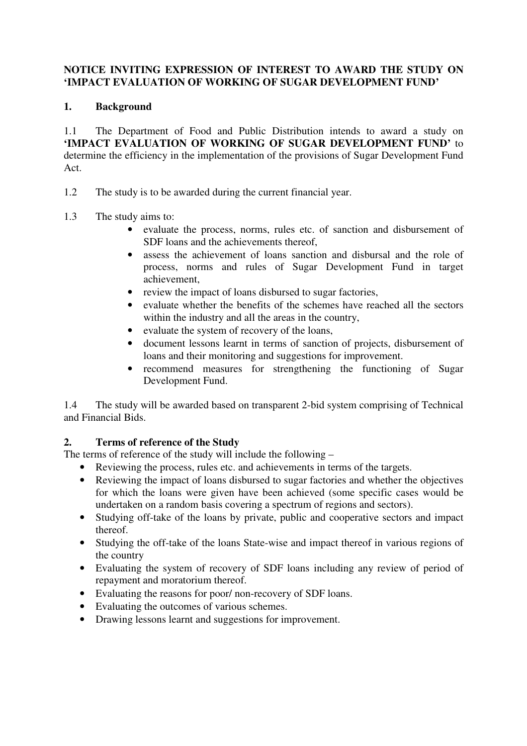**NOTICE INVITING EXPRESSION OF INTEREST TO AWARD THE STUDY ON 'IMPACT EVALUATION OF WORKING OF SUGAR DEVELOPMENT FUND'**

## 1. Background

1.1 The Department of Food and Public Distribution intends to award a study on **'IMPACT EVALUATION OF WORKING OF SUGAR DEVELOPMENT FUND'** to determine the efficiency in the implementation of the provisions of Sugar Development Fund Act.

1.2 The study is to be awarded during the current financial year.

1.3 The study aims to:

- evaluate the process, norms, rules etc. of sanction and disbursement of SDF loans and the achievements thereof,
- assess the achievement of loans sanction and disbursal and the role of process, norms and rules of Sugar Development Fund in target achievement,
- review the impact of loans disbursed to sugar factories,
- evaluate whether the benefits of the schemes have reached all the sectors within the industry and all the areas in the country,
- evaluate the system of recovery of the loans,
- document lessons learnt in terms of sanction of projects, disbursement of loans and their monitoring and suggestions for improvement.
- recommend measures for strengthening the functioning of Sugar Development Fund.

1.4 The study will be awarded based on transparent 2-bid system comprising of Technical and Financial Bids.

## 2. Terms of reference of the Study

The terms of reference of the study will include the following –

- Reviewing the process, rules etc. and achievements in terms of the targets.
- Reviewing the impact of loans disbursed to sugar factories and whether the objectives for which the loans were given have been achieved (some specific cases would be undertaken on a random basis covering a spectrum of regions and sectors).
- Studying off-take of the loans by private, public and cooperative sectors and impact thereof.
- Studying the off-take of the loans State-wise and impact thereof in various regions of the country
- Evaluating the system of recovery of SDF loans including any review of period of repayment and moratorium thereof.
- Evaluating the reasons for poor/ non-recovery of SDF loans.
- Evaluating the outcomes of various schemes.
- Drawing lessons learnt and suggestions for improvement.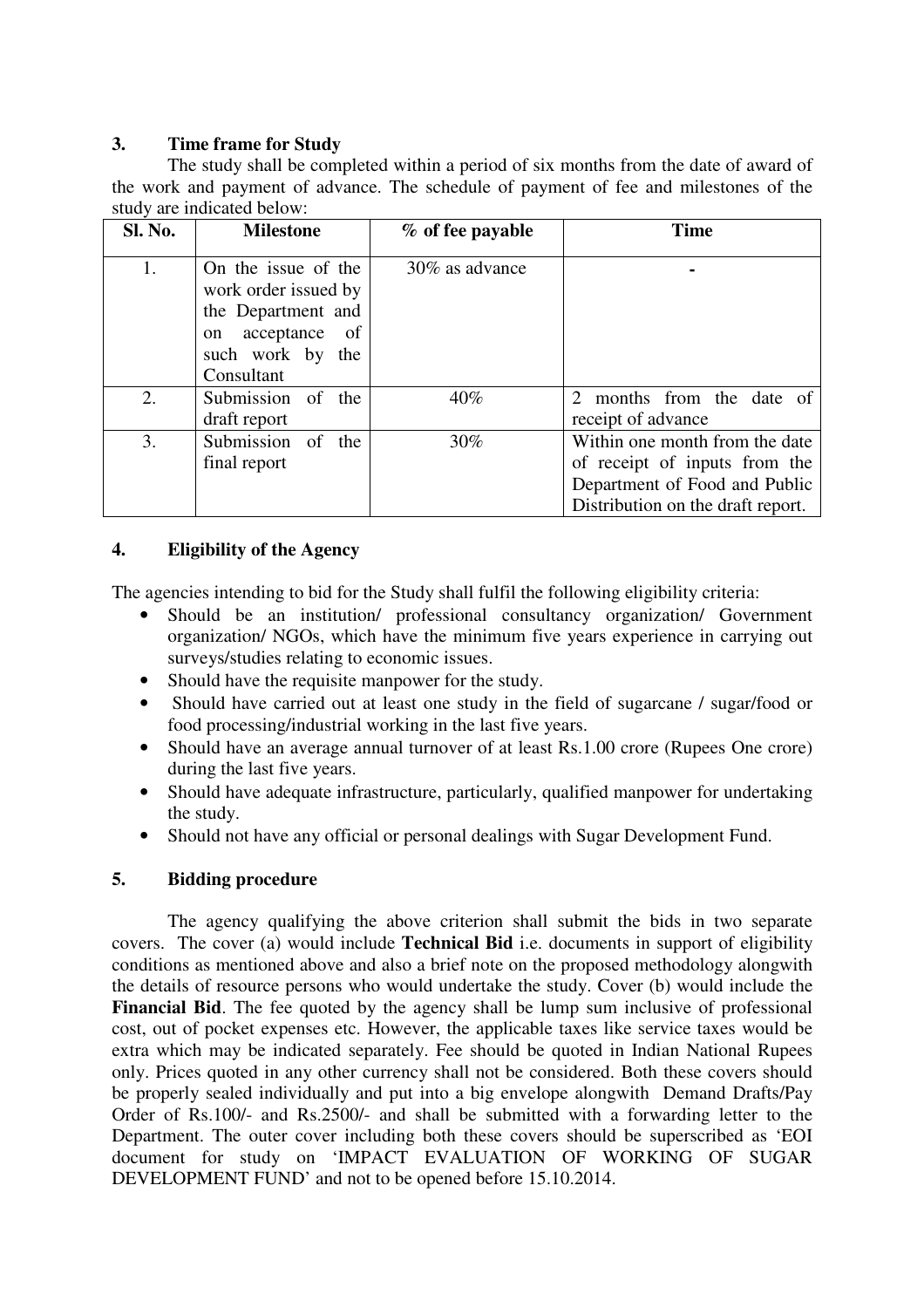## 3. Time frame for Study

The study shall be completed within a period of six months from the date of award of the work and payment of advance. The schedule of payment of fee and milestones of the study are indicated below:

| Sl. No. | Milestone | % of fee payable | Time |
|---|---|---|---|
| 1. | On the issue of the work order issued by the Department and on acceptance of such work by the Consultant | 30% as advance | - |
| 2. | Submission of the draft report | 40% | 2 months from the date of receipt of advance |
| 3. | Submission of the final report | 30% | Within one month from the date of receipt of inputs from the Department of Food and Public Distribution on the draft report. |

## 4. Eligibility of the Agency

The agencies intending to bid for the Study shall fulfil the following eligibility criteria:

- Should be an institution/ professional consultancy organization/ Government organization/ NGOs, which have the minimum five years experience in carrying out surveys/studies relating to economic issues.
- Should have the requisite manpower for the study.
- Should have carried out at least one study in the field of sugarcane / sugar/food or food processing/industrial working in the last five years.
- Should have an average annual turnover of at least Rs.1.00 crore (Rupees One crore) during the last five years.
- Should have adequate infrastructure, particularly, qualified manpower for undertaking the study.
- Should not have any official or personal dealings with Sugar Development Fund.

## 5. Bidding procedure

The agency qualifying the above criterion shall submit the bids in two separate covers. The cover (a) would include **Technical Bid** i.e. documents in support of eligibility conditions as mentioned above and also a brief note on the proposed methodology alongwith the details of resource persons who would undertake the study. Cover (b) would include the **Financial Bid**. The fee quoted by the agency shall be lump sum inclusive of professional cost, out of pocket expenses etc. However, the applicable taxes like service taxes would be extra which may be indicated separately. Fee should be quoted in Indian National Rupees only. Prices quoted in any other currency shall not be considered. Both these covers should be properly sealed individually and put into a big envelope alongwith Demand Drafts/Pay Order of Rs.100/- and Rs.2500/- and shall be submitted with a forwarding letter to the Department. The outer cover including both these covers should be superscribed as 'EOI document for study on 'IMPACT EVALUATION OF WORKING OF SUGAR DEVELOPMENT FUND' and not to be opened before 15.10.2014.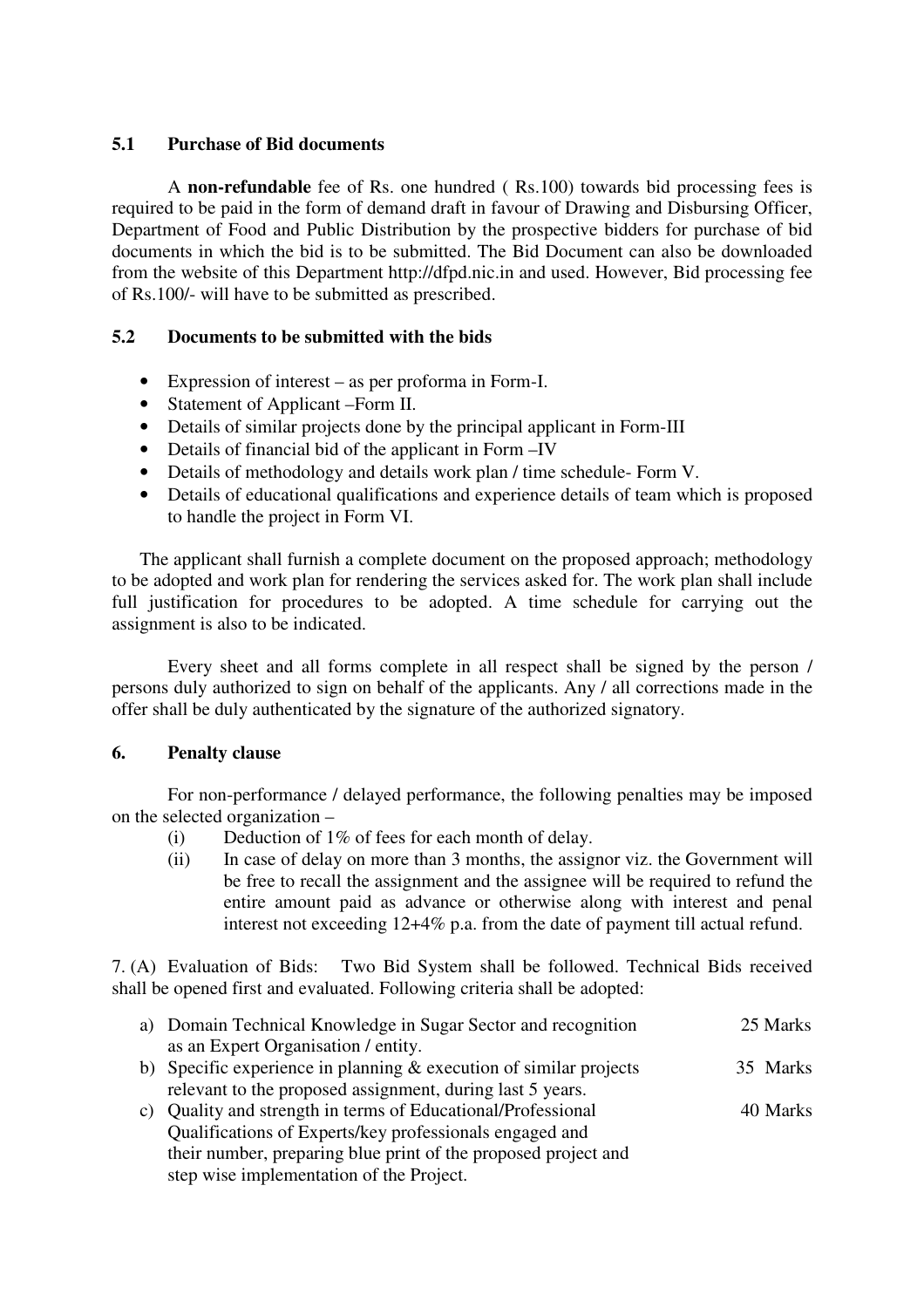### 5.1 Purchase of Bid documents

A **non-refundable** fee of Rs. one hundred ( Rs.100) towards bid processing fees is required to be paid in the form of demand draft in favour of Drawing and Disbursing Officer, Department of Food and Public Distribution by the prospective bidders for purchase of bid documents in which the bid is to be submitted. The Bid Document can also be downloaded from the website of this Department http://dfpd.nic.in and used. However, Bid processing fee of Rs.100/- will have to be submitted as prescribed.

### 5.2 Documents to be submitted with the bids

- Expression of interest – as per proforma in Form-I.
- Statement of Applicant –Form II.
- Details of similar projects done by the principal applicant in Form-III
- Details of financial bid of the applicant in Form –IV
- Details of methodology and details work plan / time schedule- Form V.
- Details of educational qualifications and experience details of team which is proposed to handle the project in Form VI.

The applicant shall furnish a complete document on the proposed approach; methodology to be adopted and work plan for rendering the services asked for. The work plan shall include full justification for procedures to be adopted. A time schedule for carrying out the assignment is also to be indicated.

Every sheet and all forms complete in all respect shall be signed by the person / persons duly authorized to sign on behalf of the applicants. Any / all corrections made in the offer shall be duly authenticated by the signature of the authorized signatory.

### 6. Penalty clause

For non-performance / delayed performance, the following penalties may be imposed on the selected organization –

(i) Deduction of 1% of fees for each month of delay.

(ii) In case of delay on more than 3 months, the assignor viz. the Government will be free to recall the assignment and the assignee will be required to refund the entire amount paid as advance or otherwise along with interest and penal interest not exceeding 12+4% p.a. from the date of payment till actual refund.

7. (A) Evaluation of Bids: Two Bid System shall be followed. Technical Bids received shall be opened first and evaluated. Following criteria shall be adopted:

| | Criteria | Marks |
|---|---|---|
| a) | Domain Technical Knowledge in Sugar Sector and recognition as an Expert Organisation / entity. | 25 Marks |
| b) | Specific experience in planning & execution of similar projects relevant to the proposed assignment, during last 5 years. | 35 Marks |
| c) | Quality and strength in terms of Educational/Professional Qualifications of Experts/key professionals engaged and their number, preparing blue print of the proposed project and step wise implementation of the Project. | 40 Marks |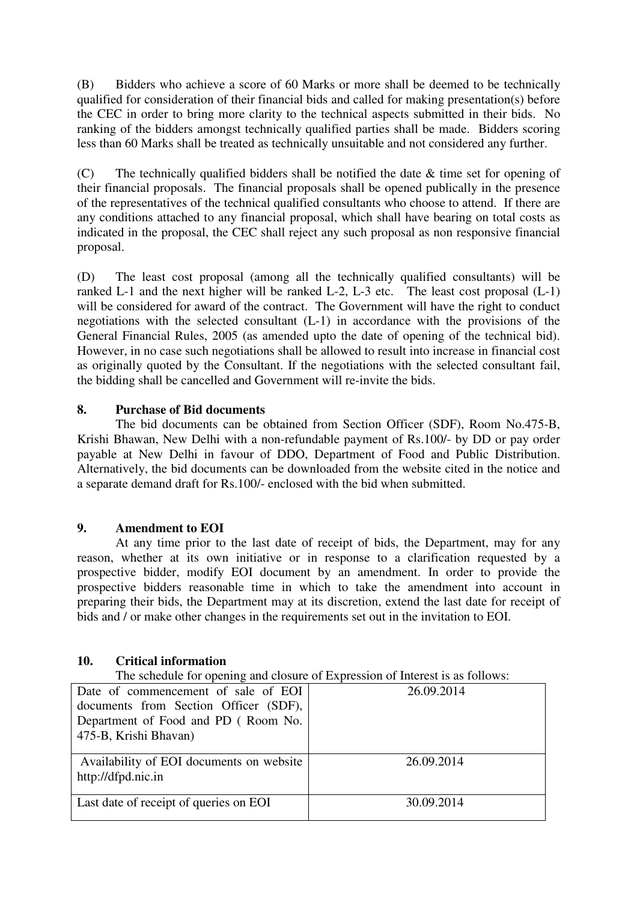(B) Bidders who achieve a score of 60 Marks or more shall be deemed to be technically qualified for consideration of their financial bids and called for making presentation(s) before the CEC in order to bring more clarity to the technical aspects submitted in their bids. No ranking of the bidders amongst technically qualified parties shall be made. Bidders scoring less than 60 Marks shall be treated as technically unsuitable and not considered any further.

(C) The technically qualified bidders shall be notified the date & time set for opening of their financial proposals. The financial proposals shall be opened publically in the presence of the representatives of the technical qualified consultants who choose to attend. If there are any conditions attached to any financial proposal, which shall have bearing on total costs as indicated in the proposal, the CEC shall reject any such proposal as non responsive financial proposal.

(D) The least cost proposal (among all the technically qualified consultants) will be ranked L-1 and the next higher will be ranked L-2, L-3 etc. The least cost proposal (L-1) will be considered for award of the contract. The Government will have the right to conduct negotiations with the selected consultant (L-1) in accordance with the provisions of the General Financial Rules, 2005 (as amended upto the date of opening of the technical bid). However, in no case such negotiations shall be allowed to result into increase in financial cost as originally quoted by the Consultant. If the negotiations with the selected consultant fail, the bidding shall be cancelled and Government will re-invite the bids.

## 8. Purchase of Bid documents

The bid documents can be obtained from Section Officer (SDF), Room No.475-B, Krishi Bhawan, New Delhi with a non-refundable payment of Rs.100/- by DD or pay order payable at New Delhi in favour of DDO, Department of Food and Public Distribution. Alternatively, the bid documents can be downloaded from the website cited in the notice and a separate demand draft for Rs.100/- enclosed with the bid when submitted.

## 9. Amendment to EOI

At any time prior to the last date of receipt of bids, the Department, may for any reason, whether at its own initiative or in response to a clarification requested by a prospective bidder, modify EOI document by an amendment. In order to provide the prospective bidders reasonable time in which to take the amendment into account in preparing their bids, the Department may at its discretion, extend the last date for receipt of bids and / or make other changes in the requirements set out in the invitation to EOI.

## 10. Critical information

The schedule for opening and closure of Expression of Interest is as follows:

| | |
|---|---|
| Date of commencement of sale of EOI documents from Section Officer (SDF), Department of Food and PD ( Room No. 475-B, Krishi Bhavan) | 26.09.2014 |
| Availability of EOI documents on website http://dfpd.nic.in | 26.09.2014 |
| Last date of receipt of queries on EOI | 30.09.2014 |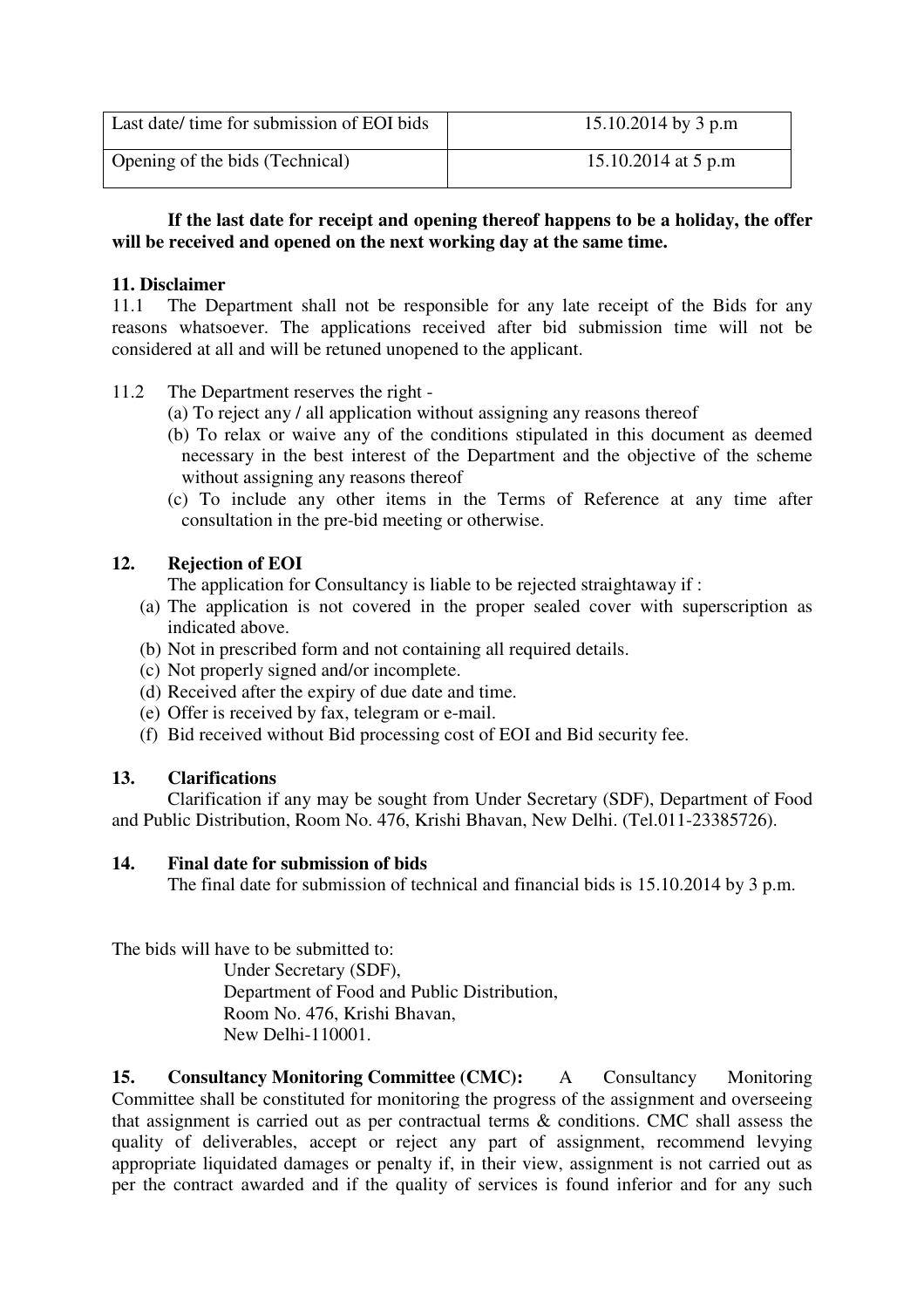| Last date/ time for submission of EOI bids | 15.10.2014 by 3 p.m |
|---|---|
| Opening of the bids (Technical) | 15.10.2014 at 5 p.m |

**If the last date for receipt and opening thereof happens to be a holiday, the offer will be received and opened on the next working day at the same time.**

**11. Disclaimer**

11.1 The Department shall not be responsible for any late receipt of the Bids for any reasons whatsoever. The applications received after bid submission time will not be considered at all and will be retuned unopened to the applicant.

11.2 The Department reserves the right -

(a) To reject any / all application without assigning any reasons thereof

(b) To relax or waive any of the conditions stipulated in this document as deemed necessary in the best interest of the Department and the objective of the scheme without assigning any reasons thereof

(c) To include any other items in the Terms of Reference at any time after consultation in the pre-bid meeting or otherwise.

**12. Rejection of EOI**

The application for Consultancy is liable to be rejected straightaway if :

(a) The application is not covered in the proper sealed cover with superscription as indicated above.

(b) Not in prescribed form and not containing all required details.

(c) Not properly signed and/or incomplete.

(d) Received after the expiry of due date and time.

(e) Offer is received by fax, telegram or e-mail.

(f) Bid received without Bid processing cost of EOI and Bid security fee.

**13. Clarifications**

Clarification if any may be sought from Under Secretary (SDF), Department of Food and Public Distribution, Room No. 476, Krishi Bhavan, New Delhi. (Tel.011-23385726).

**14. Final date for submission of bids**

The final date for submission of technical and financial bids is 15.10.2014 by 3 p.m.

The bids will have to be submitted to:

Under Secretary (SDF),
Department of Food and Public Distribution,
Room No. 476, Krishi Bhavan,
New Delhi-110001.

**15. Consultancy Monitoring Committee (CMC):** A Consultancy Monitoring Committee shall be constituted for monitoring the progress of the assignment and overseeing that assignment is carried out as per contractual terms & conditions. CMC shall assess the quality of deliverables, accept or reject any part of assignment, recommend levying appropriate liquidated damages or penalty if, in their view, assignment is not carried out as per the contract awarded and if the quality of services is found inferior and for any such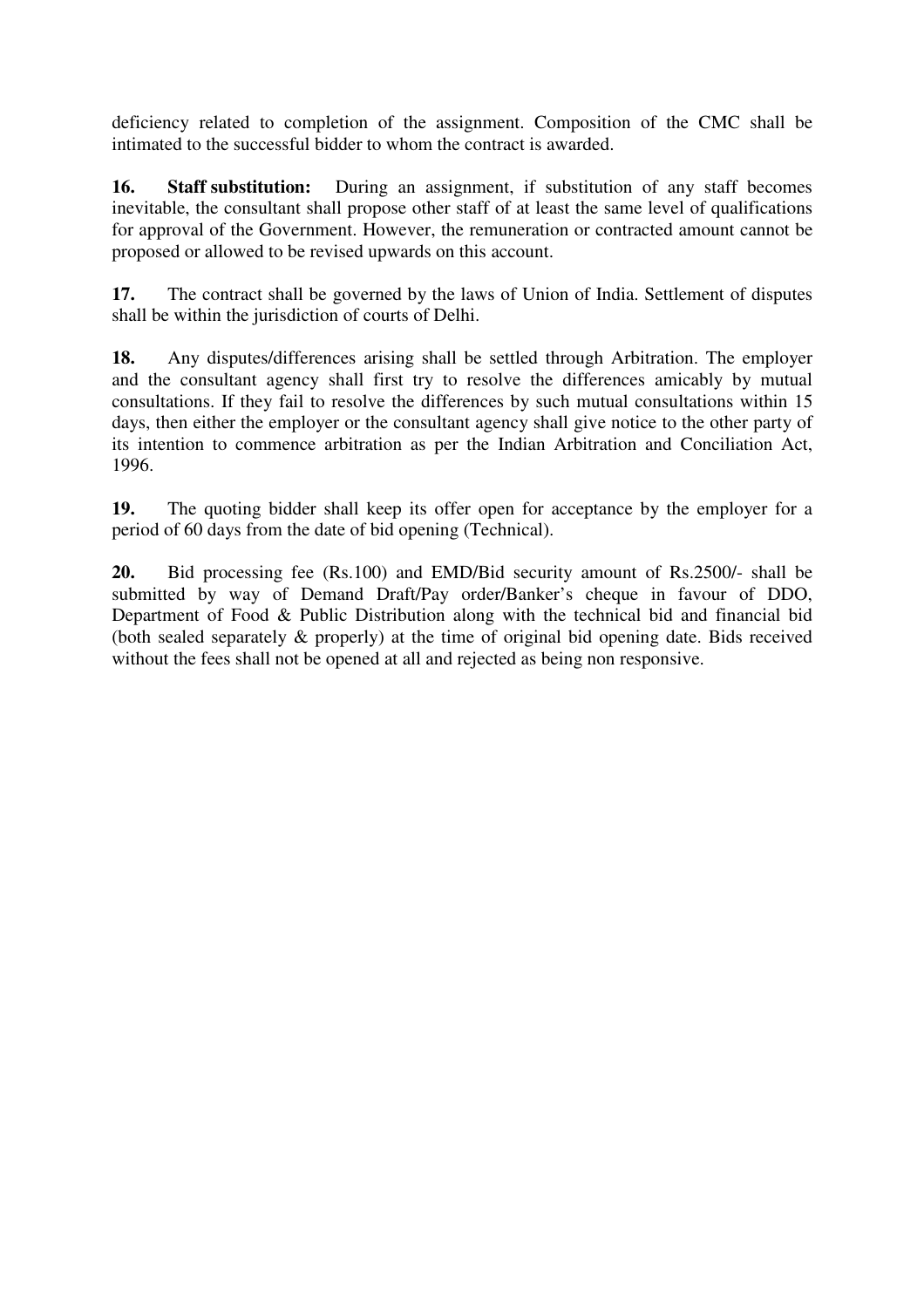deficiency related to completion of the assignment. Composition of the CMC shall be intimated to the successful bidder to whom the contract is awarded.

**16. Staff substitution:** During an assignment, if substitution of any staff becomes inevitable, the consultant shall propose other staff of at least the same level of qualifications for approval of the Government. However, the remuneration or contracted amount cannot be proposed or allowed to be revised upwards on this account.

**17.** The contract shall be governed by the laws of Union of India. Settlement of disputes shall be within the jurisdiction of courts of Delhi.

**18.** Any disputes/differences arising shall be settled through Arbitration. The employer and the consultant agency shall first try to resolve the differences amicably by mutual consultations. If they fail to resolve the differences by such mutual consultations within 15 days, then either the employer or the consultant agency shall give notice to the other party of its intention to commence arbitration as per the Indian Arbitration and Conciliation Act, 1996.

**19.** The quoting bidder shall keep its offer open for acceptance by the employer for a period of 60 days from the date of bid opening (Technical).

**20.** Bid processing fee (Rs.100) and EMD/Bid security amount of Rs.2500/- shall be submitted by way of Demand Draft/Pay order/Banker's cheque in favour of DDO, Department of Food & Public Distribution along with the technical bid and financial bid (both sealed separately & properly) at the time of original bid opening date. Bids received without the fees shall not be opened at all and rejected as being non responsive.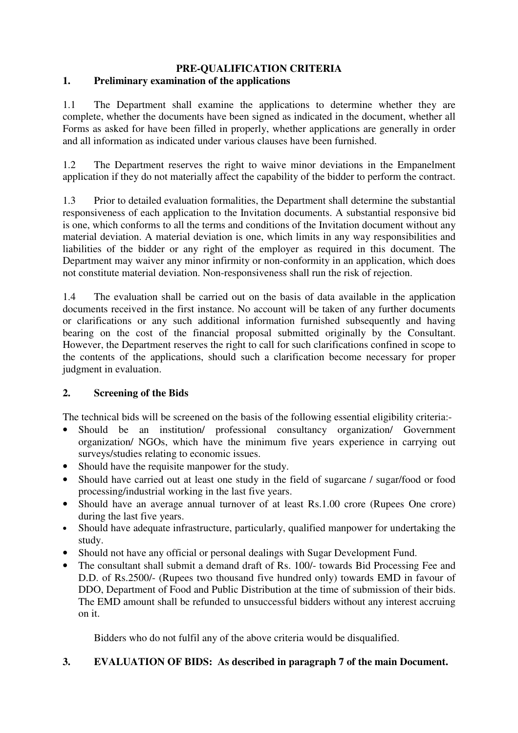# PRE-QUALIFICATION CRITERIA

## 1. Preliminary examination of the applications

1.1 The Department shall examine the applications to determine whether they are complete, whether the documents have been signed as indicated in the document, whether all Forms as asked for have been filled in properly, whether applications are generally in order and all information as indicated under various clauses have been furnished.

1.2 The Department reserves the right to waive minor deviations in the Empanelment application if they do not materially affect the capability of the bidder to perform the contract.

1.3 Prior to detailed evaluation formalities, the Department shall determine the substantial responsiveness of each application to the Invitation documents. A substantial responsive bid is one, which conforms to all the terms and conditions of the Invitation document without any material deviation. A material deviation is one, which limits in any way responsibilities and liabilities of the bidder or any right of the employer as required in this document. The Department may waiver any minor infirmity or non-conformity in an application, which does not constitute material deviation. Non-responsiveness shall run the risk of rejection.

1.4 The evaluation shall be carried out on the basis of data available in the application documents received in the first instance. No account will be taken of any further documents or clarifications or any such additional information furnished subsequently and having bearing on the cost of the financial proposal submitted originally by the Consultant. However, the Department reserves the right to call for such clarifications confined in scope to the contents of the applications, should such a clarification become necessary for proper judgment in evaluation.

## 2. Screening of the Bids

The technical bids will be screened on the basis of the following essential eligibility criteria:-

- Should be an institution/ professional consultancy organization/ Government organization/ NGOs, which have the minimum five years experience in carrying out surveys/studies relating to economic issues.
- Should have the requisite manpower for the study.
- Should have carried out at least one study in the field of sugarcane / sugar/food or food processing/industrial working in the last five years.
- Should have an average annual turnover of at least Rs.1.00 crore (Rupees One crore) during the last five years.
- Should have adequate infrastructure, particularly, qualified manpower for undertaking the study.
- Should not have any official or personal dealings with Sugar Development Fund.
- The consultant shall submit a demand draft of Rs. 100/- towards Bid Processing Fee and D.D. of Rs.2500/- (Rupees two thousand five hundred only) towards EMD in favour of DDO, Department of Food and Public Distribution at the time of submission of their bids. The EMD amount shall be refunded to unsuccessful bidders without any interest accruing on it.

Bidders who do not fulfil any of the above criteria would be disqualified.

## 3. EVALUATION OF BIDS: As described in paragraph 7 of the main Document.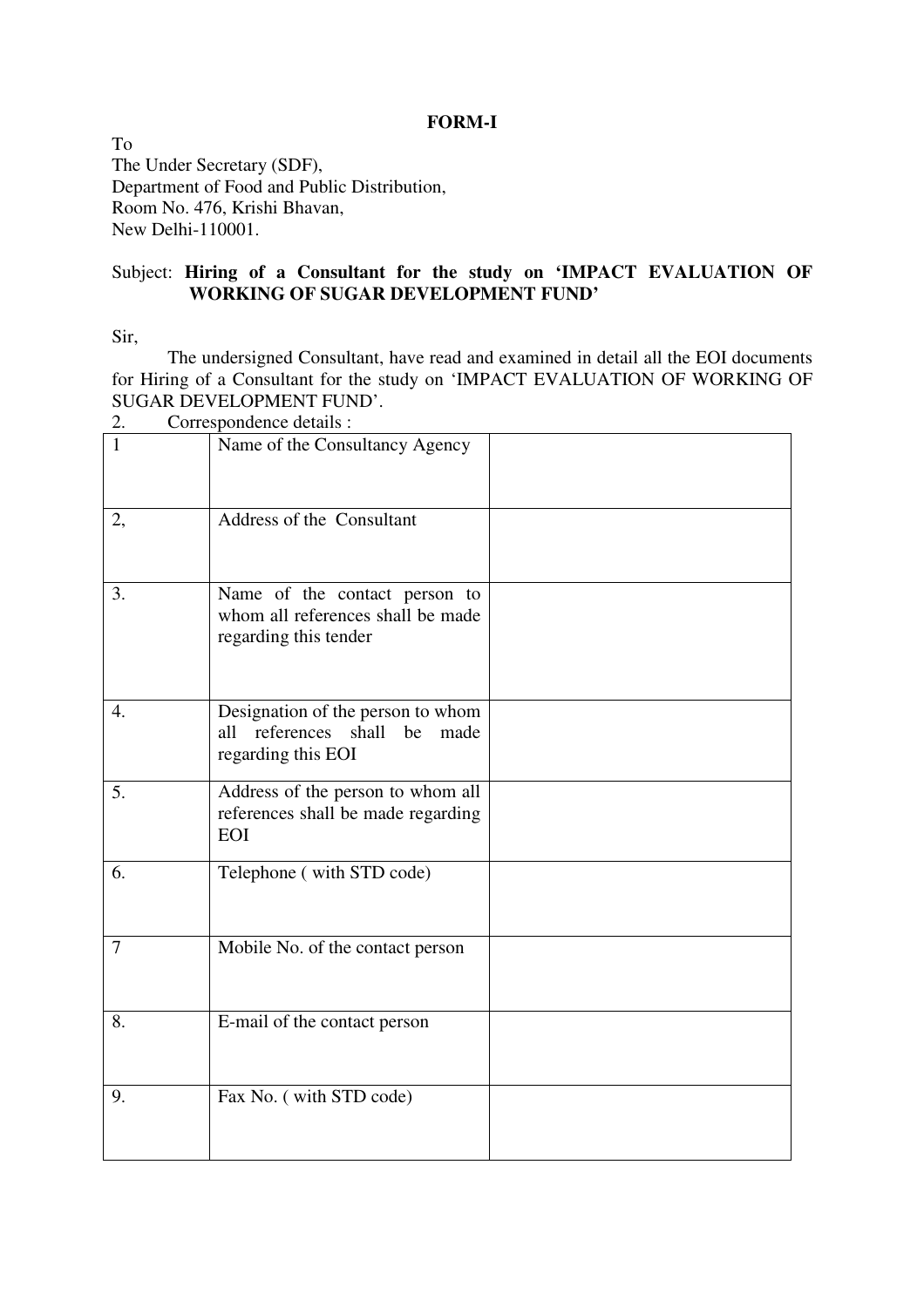**FORM-I**

To
The Under Secretary (SDF),
Department of Food and Public Distribution,
Room No. 476, Krishi Bhavan,
New Delhi-110001.

Subject: **Hiring of a Consultant for the study on 'IMPACT EVALUATION OF WORKING OF SUGAR DEVELOPMENT FUND'**

Sir,

The undersigned Consultant, have read and examined in detail all the EOI documents for Hiring of a Consultant for the study on 'IMPACT EVALUATION OF WORKING OF SUGAR DEVELOPMENT FUND'.

2. Correspondence details :

| | | |
|---|---|---|
| 1 | Name of the Consultancy Agency | |
| 2, | Address of the Consultant | |
| 3. | Name of the contact person to whom all references shall be made regarding this tender | |
| 4. | Designation of the person to whom all references shall be made regarding this EOI | |
| 5. | Address of the person to whom all references shall be made regarding EOI | |
| 6. | Telephone ( with STD code) | |
| 7 | Mobile No. of the contact person | |
| 8. | E-mail of the contact person | |
| 9. | Fax No. ( with STD code) | |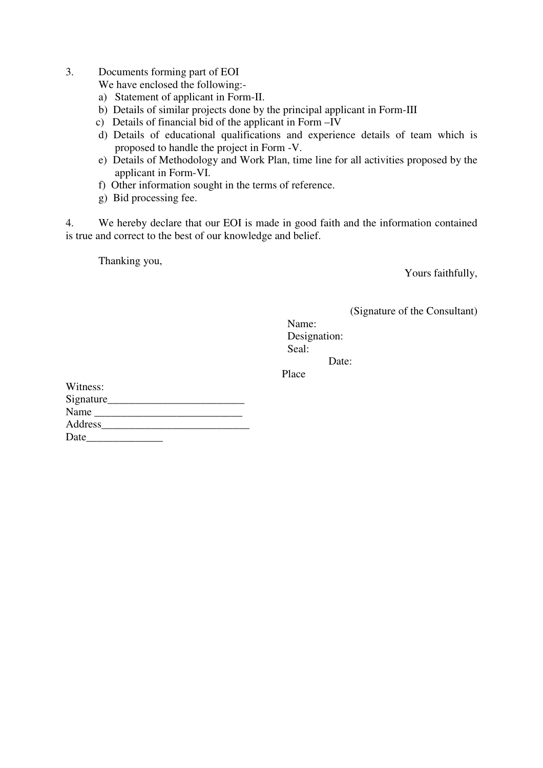3. Documents forming part of EOI

   We have enclosed the following:-

   a) Statement of applicant in Form-II.
   b) Details of similar projects done by the principal applicant in Form-III
   c) Details of financial bid of the applicant in Form –IV
   d) Details of educational qualifications and experience details of team which is proposed to handle the project in Form -V.
   e) Details of Methodology and Work Plan, time line for all activities proposed by the applicant in Form-VI.
   f) Other information sought in the terms of reference.
   g) Bid processing fee.

4. We hereby declare that our EOI is made in good faith and the information contained is true and correct to the best of our knowledge and belief.

Thanking you,

Yours faithfully,

(Signature of the Consultant)

Name:

Designation:

Seal:

Date:

Place

Witness:

Signature_________________________

Name ___________________________

Address___________________________

Date______________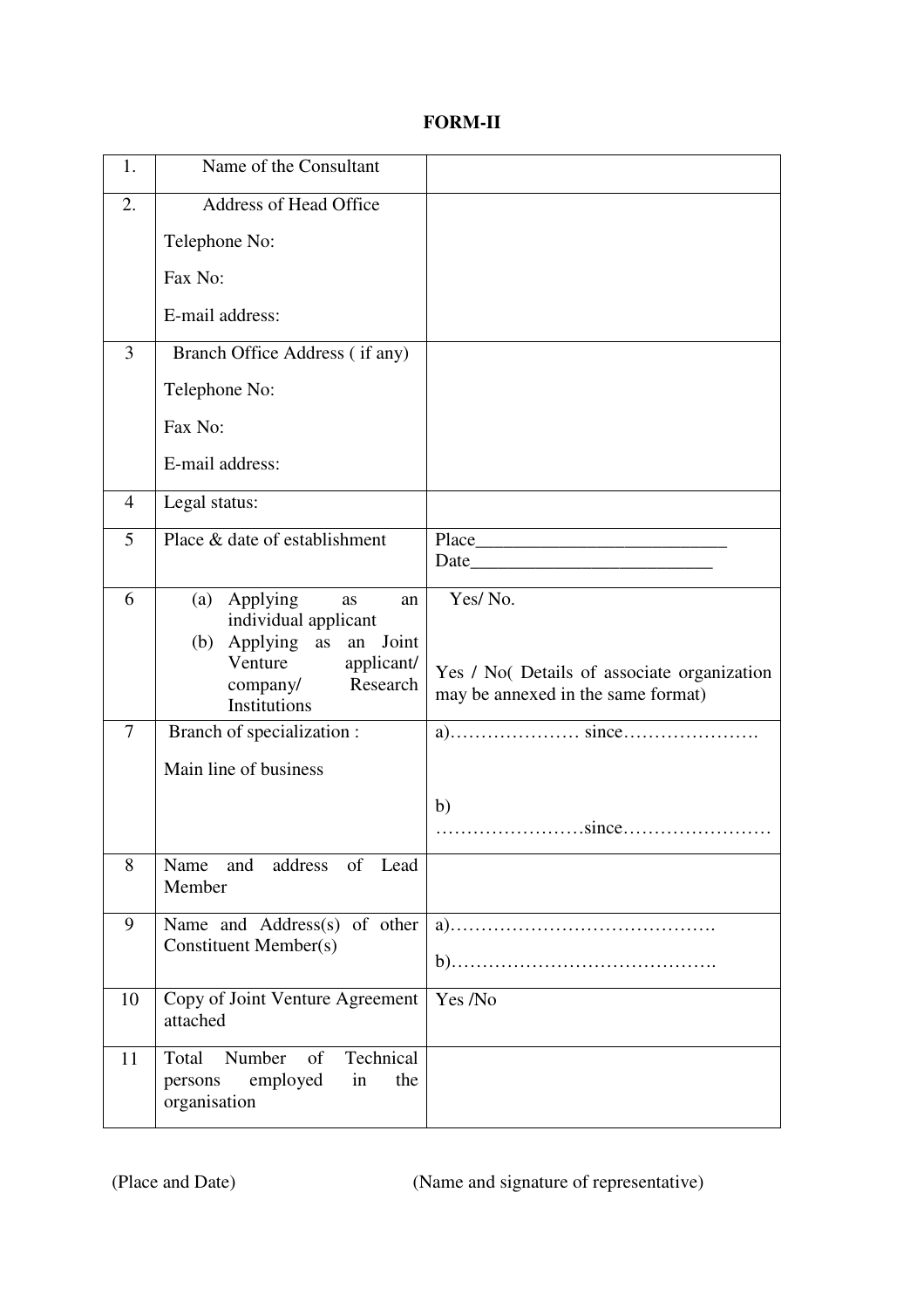# FORM-II

| 1. | Name of the Consultant | |
|---|---|---|
| 2. | Address of Head Office<br><br>Telephone No:<br><br>Fax No:<br><br>E-mail address: | |
| 3 | Branch Office Address ( if any)<br><br>Telephone No:<br><br>Fax No:<br><br>E-mail address: | |
| 4 | Legal status: | |
| 5 | Place & date of establishment | Place___________________________<br>Date__________________________ |
| 6 | (a) Applying as an individual applicant<br>(b) Applying as an Joint Venture applicant/ company/ Research Institutions | Yes/ No.<br><br>Yes / No( Details of associate organization may be annexed in the same format) |
| 7 | Branch of specialization :<br><br>Main line of business | a)………………… since………………….<br><br>b) ……………………since…………………… |
| 8 | Name and address of Lead Member | |
| 9 | Name and Address(s) of other Constituent Member(s) | a)…………………………………….<br>b)……………………………………. |
| 10 | Copy of Joint Venture Agreement attached | Yes /No |
| 11 | Total Number of Technical persons employed in the organisation | |

(Place and Date) (Name and signature of representative)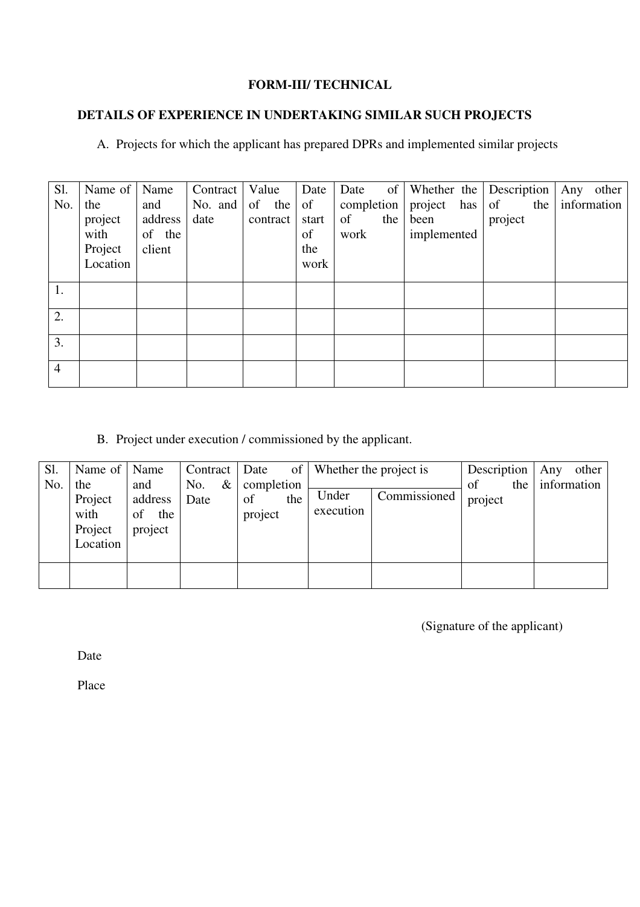**FORM-III/ TECHNICAL**

**DETAILS OF EXPERIENCE IN UNDERTAKING SIMILAR SUCH PROJECTS**

A. Projects for which the applicant has prepared DPRs and implemented similar projects

| Sl. No. | Name of the project with Project Location | Name and address of the client | Contract No. and date | Value of the contract | Date of start of the work | Date of completion of the work | Whether the project has been implemented | Description of the project | Any other information |
|---|---|---|---|---|---|---|---|---|---|
| 1. | | | | | | | | | |
| 2. | | | | | | | | | |
| 3. | | | | | | | | | |
| 4 | | | | | | | | | |

B. Project under execution / commissioned by the applicant.

| Sl. No. | Name of the Project with Project Location | Name and address of the project | Contract No. & Date | Date of completion of the project | Whether the project is | | Description of the project | Any other information |
|---|---|---|---|---|---|---|---|---|
| | | | | | Under execution | Commissioned | | |
| | | | | | | | | |

(Signature of the applicant)

Date

Place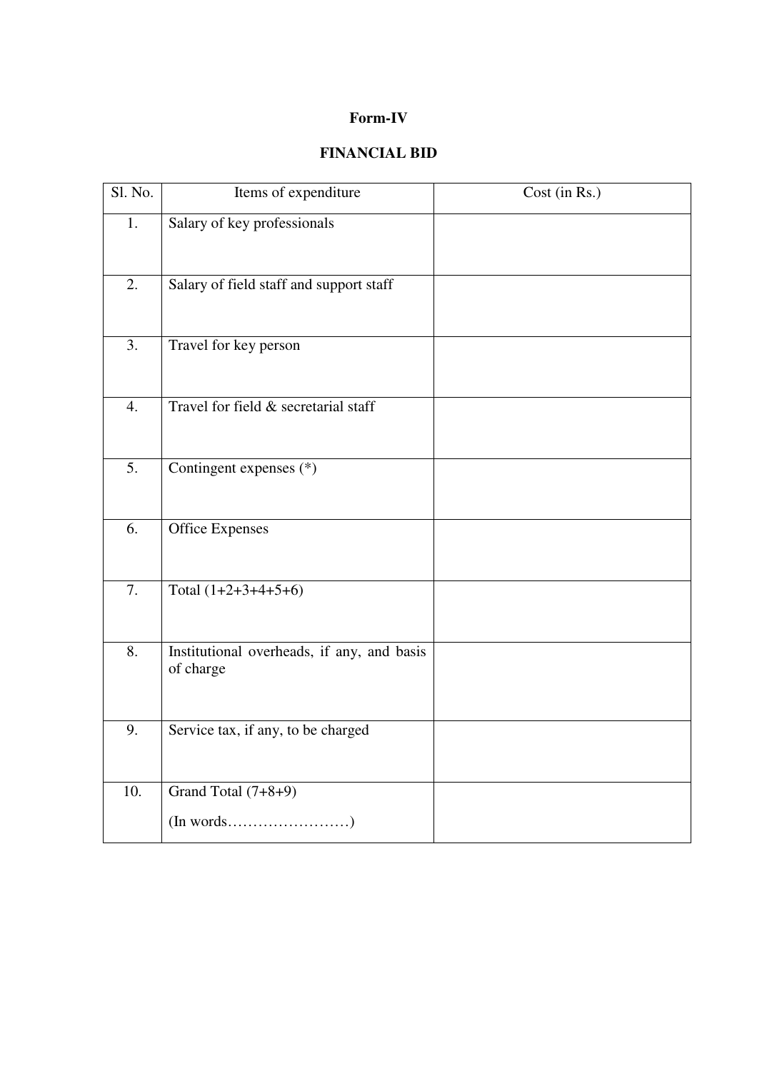**Form-IV**

**FINANCIAL BID**

| Sl. No. | Items of expenditure | Cost (in Rs.) |
|---|---|---|
| 1. | Salary of key professionals | |
| 2. | Salary of field staff and support staff | |
| 3. | Travel for key person | |
| 4. | Travel for field & secretarial staff | |
| 5. | Contingent expenses (*) | |
| 6. | Office Expenses | |
| 7. | Total (1+2+3+4+5+6) | |
| 8. | Institutional overheads, if any, and basis of charge | |
| 9. | Service tax, if any, to be charged | |
| 10. | Grand Total (7+8+9)<br>(In words……………………) | |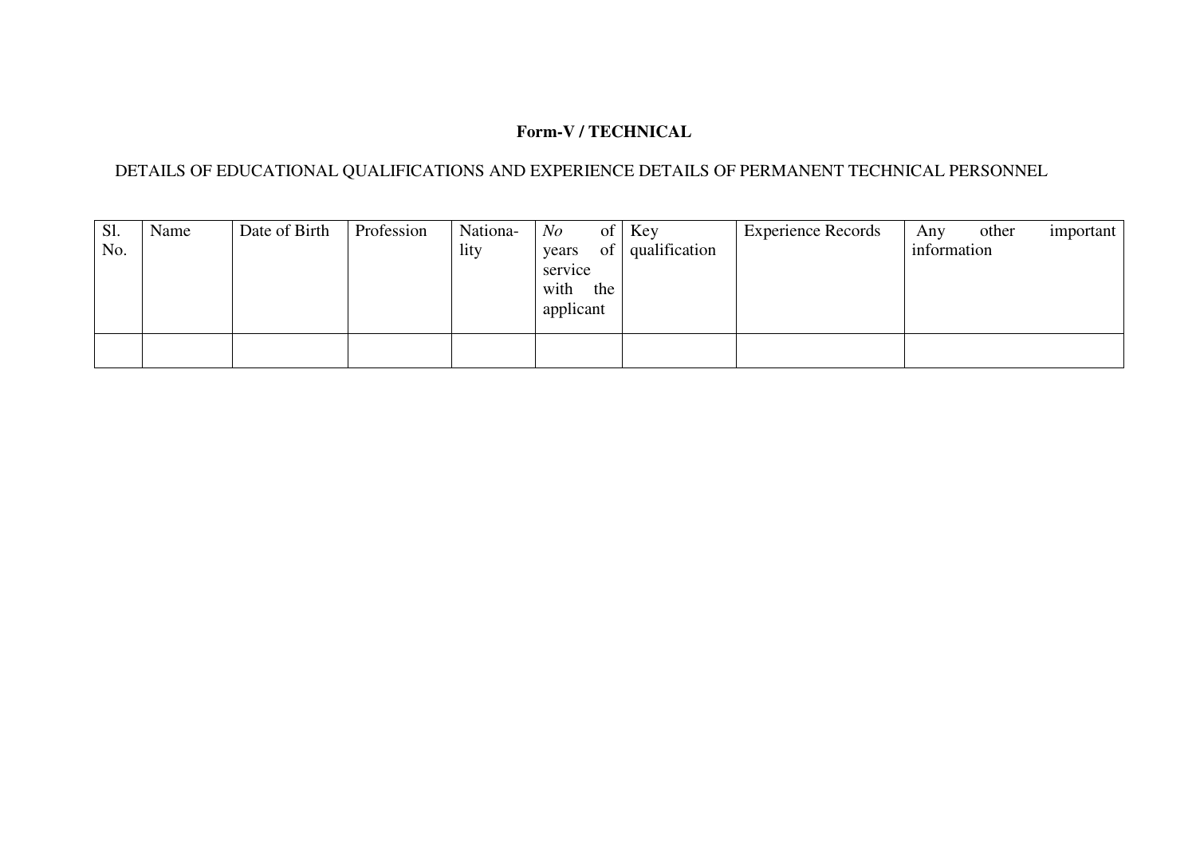**Form-V / TECHNICAL**

DETAILS OF EDUCATIONAL QUALIFICATIONS AND EXPERIENCE DETAILS OF PERMANENT TECHNICAL PERSONNEL

| Sl. No. | Name | Date of Birth | Profession | Nationa-lity | *No* of years of service with the applicant | Key qualification | Experience Records | Any other important information |
|---|---|---|---|---|---|---|---|---|
| | | | | | | | | |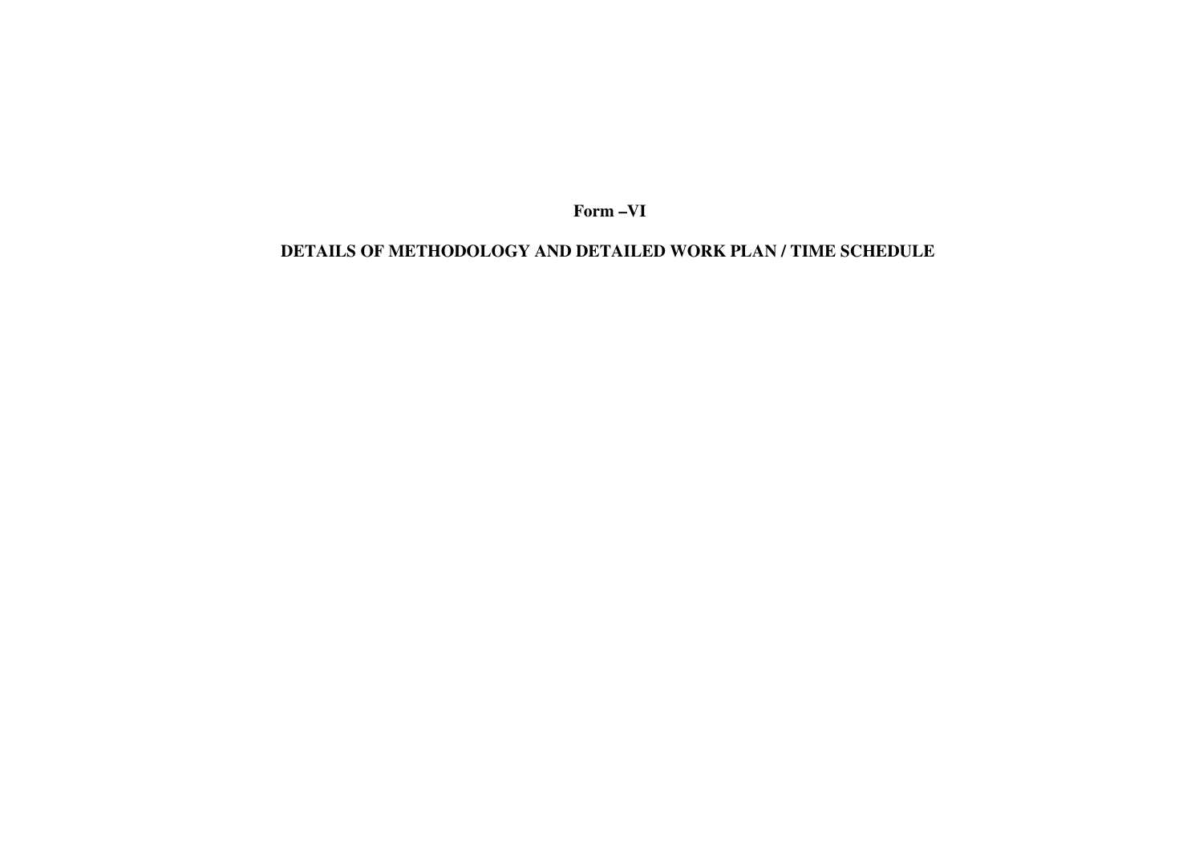**Form –VI**

**DETAILS OF METHODOLOGY AND DETAILED WORK PLAN / TIME SCHEDULE**